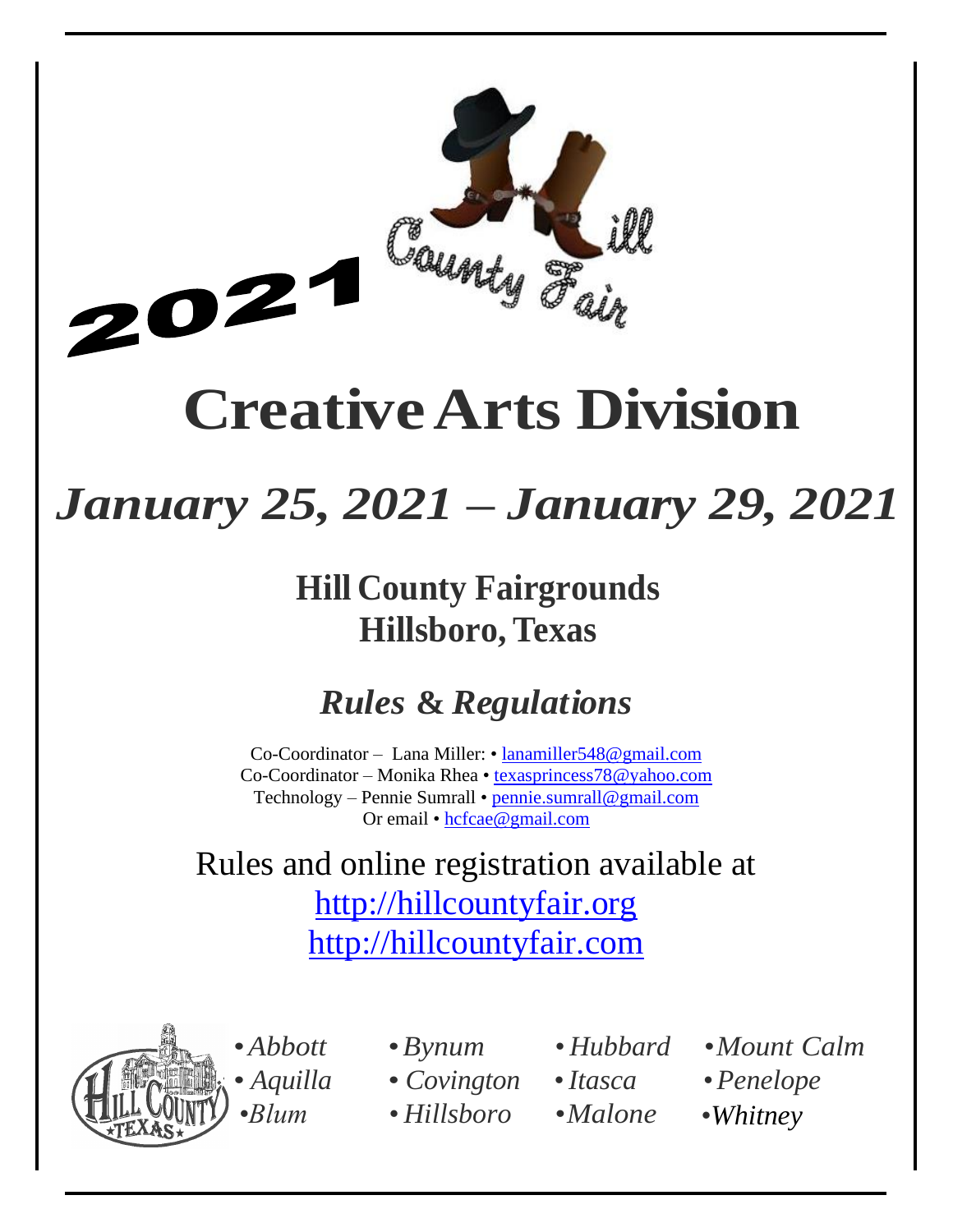2021 Hill County Fair

# Creative Arts Division

## *January 25, 2021 – January 29, 2021*

### Hill County Fairgrounds
### Hillsboro, Texas

## *Rules & Regulations*

Co-Coordinator – Lana Miller: • lanamiller548@gmail.com
Co-Coordinator – Monika Rhea • texasprincess78@yahoo.com
Technology – Pennie Sumrall • pennie.sumrall@gmail.com
Or email • hcfcae@gmail.com

Rules and online registration available at
http://hillcountyfair.org
http://hillcountyfair.com

Hill County Texas

- *Abbott*
- *Aquilla*
- *Blum*
- *Bynum*
- *Covington*
- *Hillsboro*
- *Hubbard*
- *Itasca*
- *Malone*
- *Mount Calm*
- *Penelope*
- *Whitney*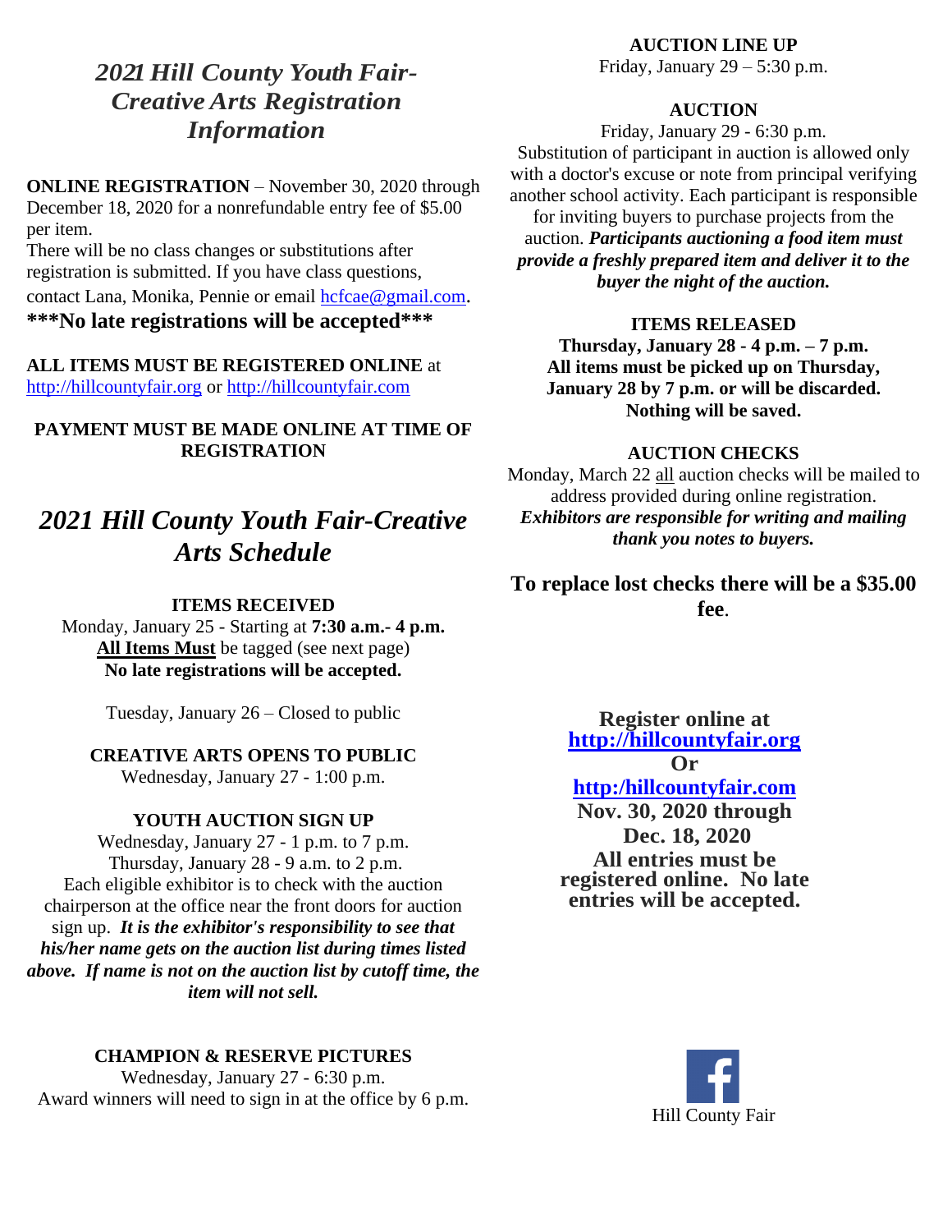# *2021 Hill County Youth Fair-Creative Arts Registration Information*

**ONLINE REGISTRATION** – November 30, 2020 through December 18, 2020 for a nonrefundable entry fee of $5.00 per item.

There will be no class changes or substitutions after registration is submitted. If you have class questions, contact Lana, Monika, Pennie or email hcfcae@gmail.com.

**\*\*\*No late registrations will be accepted\*\*\***

**ALL ITEMS MUST BE REGISTERED ONLINE** at http://hillcountyfair.org or http://hillcountyfair.com

**PAYMENT MUST BE MADE ONLINE AT TIME OF REGISTRATION**

# *2021 Hill County Youth Fair-Creative Arts Schedule*

**ITEMS RECEIVED**

Monday, January 25 - Starting at **7:30 a.m.- 4 p.m.**

**All Items Must** be tagged (see next page)

**No late registrations will be accepted.**

Tuesday, January 26 – Closed to public

**CREATIVE ARTS OPENS TO PUBLIC**

Wednesday, January 27 - 1:00 p.m.

**YOUTH AUCTION SIGN UP**

Wednesday, January 27 - 1 p.m. to 7 p.m.

Thursday, January 28 - 9 a.m. to 2 p.m.

Each eligible exhibitor is to check with the auction chairperson at the office near the front doors for auction sign up. ***It is the exhibitor's responsibility to see that his/her name gets on the auction list during times listed above. If name is not on the auction list by cutoff time, the item will not sell.***

**CHAMPION & RESERVE PICTURES**

Wednesday, January 27 - 6:30 p.m.

Award winners will need to sign in at the office by 6 p.m.

**AUCTION LINE UP**

Friday, January 29 – 5:30 p.m.

**AUCTION**

Friday, January 29 - 6:30 p.m.

Substitution of participant in auction is allowed only with a doctor's excuse or note from principal verifying another school activity. Each participant is responsible for inviting buyers to purchase projects from the auction. ***Participants auctioning a food item must provide a freshly prepared item and deliver it to the buyer the night of the auction.***

**ITEMS RELEASED**

**Thursday, January 28 - 4 p.m. – 7 p.m.**

**All items must be picked up on Thursday, January 28 by 7 p.m. or will be discarded. Nothing will be saved.**

**AUCTION CHECKS**

Monday, March 22 all auction checks will be mailed to address provided during online registration.

***Exhibitors are responsible for writing and mailing thank you notes to buyers.***

**To replace lost checks there will be a $35.00 fee.**

**Register online at http://hillcountyfair.org**

**Or**

**http:/hillcountyfair.com**

**Nov. 30, 2020 through Dec. 18, 2020**

**All entries must be registered online. No late entries will be accepted.**

Hill County Fair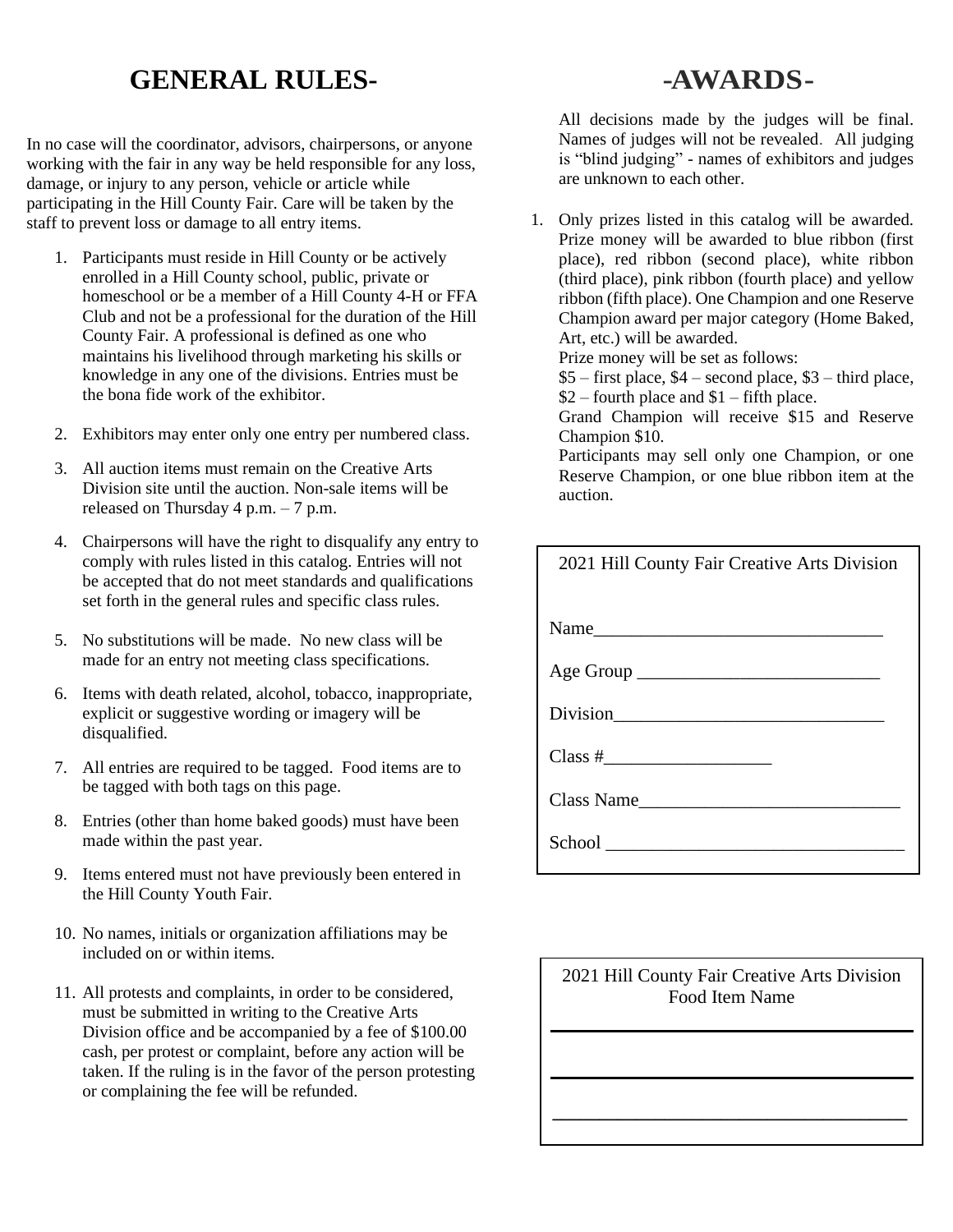# GENERAL RULES-

In no case will the coordinator, advisors, chairpersons, or anyone working with the fair in any way be held responsible for any loss, damage, or injury to any person, vehicle or article while participating in the Hill County Fair. Care will be taken by the staff to prevent loss or damage to all entry items.

1. Participants must reside in Hill County or be actively enrolled in a Hill County school, public, private or homeschool or be a member of a Hill County 4-H or FFA Club and not be a professional for the duration of the Hill County Fair. A professional is defined as one who maintains his livelihood through marketing his skills or knowledge in any one of the divisions. Entries must be the bona fide work of the exhibitor.
2. Exhibitors may enter only one entry per numbered class.
3. All auction items must remain on the Creative Arts Division site until the auction. Non-sale items will be released on Thursday 4 p.m. – 7 p.m.
4. Chairpersons will have the right to disqualify any entry to comply with rules listed in this catalog. Entries will not be accepted that do not meet standards and qualifications set forth in the general rules and specific class rules.
5. No substitutions will be made. No new class will be made for an entry not meeting class specifications.
6. Items with death related, alcohol, tobacco, inappropriate, explicit or suggestive wording or imagery will be disqualified.
7. All entries are required to be tagged. Food items are to be tagged with both tags on this page.
8. Entries (other than home baked goods) must have been made within the past year.
9. Items entered must not have previously been entered in the Hill County Youth Fair.
10. No names, initials or organization affiliations may be included on or within items.
11. All protests and complaints, in order to be considered, must be submitted in writing to the Creative Arts Division office and be accompanied by a fee of $100.00 cash, per protest or complaint, before any action will be taken. If the ruling is in the favor of the person protesting or complaining the fee will be refunded.

# -AWARDS-

All decisions made by the judges will be final. Names of judges will not be revealed. All judging is "blind judging" - names of exhibitors and judges are unknown to each other.

1. Only prizes listed in this catalog will be awarded. Prize money will be awarded to blue ribbon (first place), red ribbon (second place), white ribbon (third place), pink ribbon (fourth place) and yellow ribbon (fifth place). One Champion and one Reserve Champion award per major category (Home Baked, Art, etc.) will be awarded.
   Prize money will be set as follows:
   $5 – first place, $4 – second place, $3 – third place, $2 – fourth place and $1 – fifth place.
   Grand Champion will receive $15 and Reserve Champion $10.
   Participants may sell only one Champion, or one Reserve Champion, or one blue ribbon item at the auction.

2021 Hill County Fair Creative Arts Division

Name_______________________________

Age Group __________________________

Division_____________________________

Class #__________________

Class Name____________________________

School ________________________________

2021 Hill County Fair Creative Arts Division
Food Item Name

___________________________________

___________________________________

___________________________________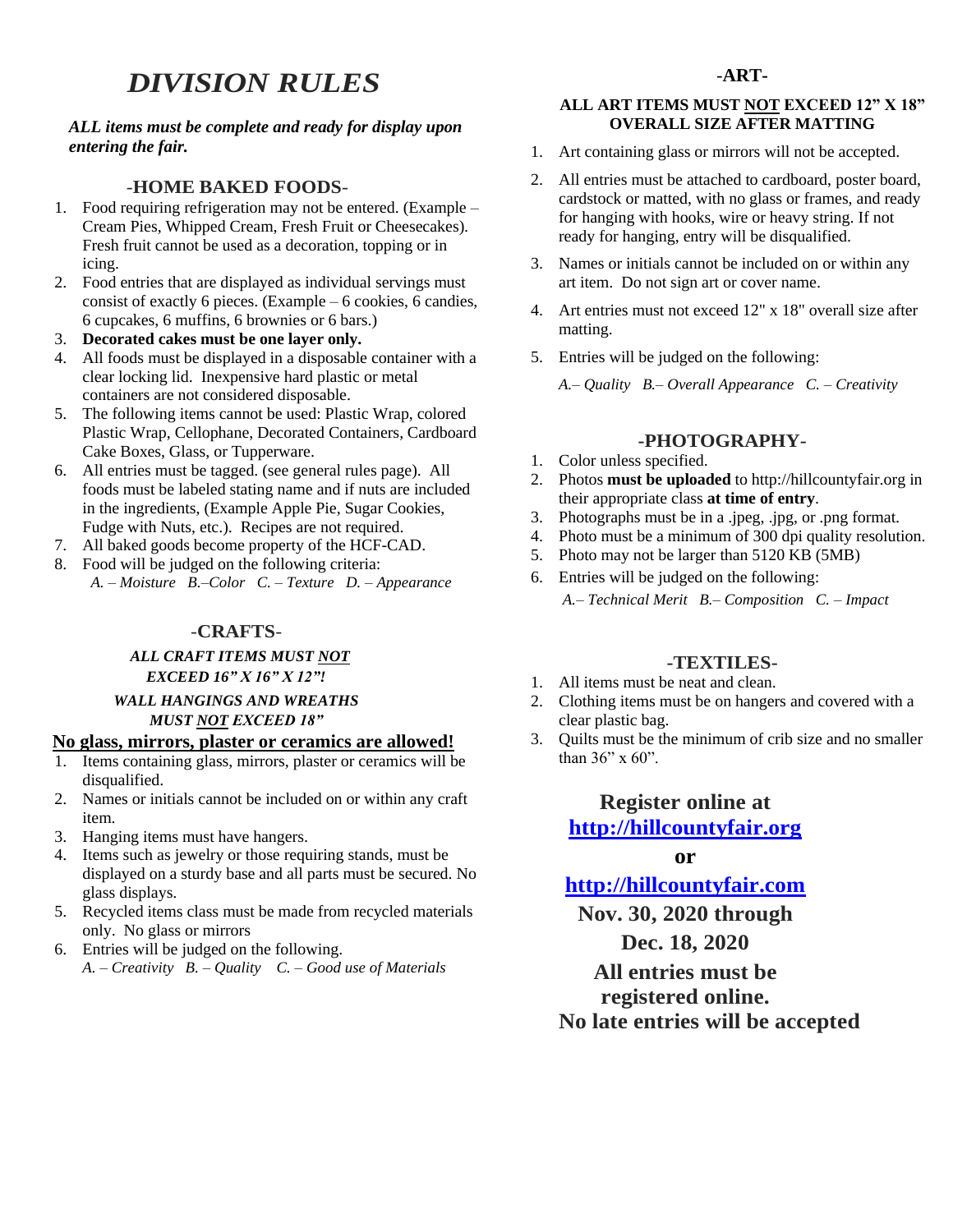# *DIVISION RULES*

***ALL items must be complete and ready for display upon entering the fair.***

## -HOME BAKED FOODS-

1. Food requiring refrigeration may not be entered. (Example – Cream Pies, Whipped Cream, Fresh Fruit or Cheesecakes). Fresh fruit cannot be used as a decoration, topping or in icing.
2. Food entries that are displayed as individual servings must consist of exactly 6 pieces. (Example – 6 cookies, 6 candies, 6 cupcakes, 6 muffins, 6 brownies or 6 bars.)
3. **Decorated cakes must be one layer only.**
4. All foods must be displayed in a disposable container with a clear locking lid. Inexpensive hard plastic or metal containers are not considered disposable.
5. The following items cannot be used: Plastic Wrap, colored Plastic Wrap, Cellophane, Decorated Containers, Cardboard Cake Boxes, Glass, or Tupperware.
6. All entries must be tagged. (see general rules page). All foods must be labeled stating name and if nuts are included in the ingredients, (Example Apple Pie, Sugar Cookies, Fudge with Nuts, etc.). Recipes are not required.
7. All baked goods become property of the HCF-CAD.
8. Food will be judged on the following criteria:
   *A. – Moisture B.–Color C. – Texture D. – Appearance*

## -CRAFTS-

***ALL CRAFT ITEMS MUST NOT EXCEED 16" X 16" X 12"!***

***WALL HANGINGS AND WREATHS MUST NOT EXCEED 18"***

**No glass, mirrors, plaster or ceramics are allowed!**

1. Items containing glass, mirrors, plaster or ceramics will be disqualified.
2. Names or initials cannot be included on or within any craft item.
3. Hanging items must have hangers.
4. Items such as jewelry or those requiring stands, must be displayed on a sturdy base and all parts must be secured. No glass displays.
5. Recycled items class must be made from recycled materials only. No glass or mirrors
6. Entries will be judged on the following.
   *A. – Creativity B. – Quality C. – Good use of Materials*

## -ART-

**ALL ART ITEMS MUST NOT EXCEED 12" X 18" OVERALL SIZE AFTER MATTING**

1. Art containing glass or mirrors will not be accepted.
2. All entries must be attached to cardboard, poster board, cardstock or matted, with no glass or frames, and ready for hanging with hooks, wire or heavy string. If not ready for hanging, entry will be disqualified.
3. Names or initials cannot be included on or within any art item. Do not sign art or cover name.
4. Art entries must not exceed 12" x 18" overall size after matting.
5. Entries will be judged on the following:
   *A.– Quality B.– Overall Appearance C. – Creativity*

## -PHOTOGRAPHY-

1. Color unless specified.
2. Photos **must be uploaded** to http://hillcountyfair.org in their appropriate class **at time of entry**.
3. Photographs must be in a .jpeg, .jpg, or .png format.
4. Photo must be a minimum of 300 dpi quality resolution.
5. Photo may not be larger than 5120 KB (5MB)
6. Entries will be judged on the following:
   *A.– Technical Merit B.– Composition C. – Impact*

## -TEXTILES-

1. All items must be neat and clean.
2. Clothing items must be on hangers and covered with a clear plastic bag.
3. Quilts must be the minimum of crib size and no smaller than 36" x 60".

**Register online at**
**http://hillcountyfair.org**
**or**
**http://hillcountyfair.com**
**Nov. 30, 2020 through**
**Dec. 18, 2020**
**All entries must be registered online.**
**No late entries will be accepted**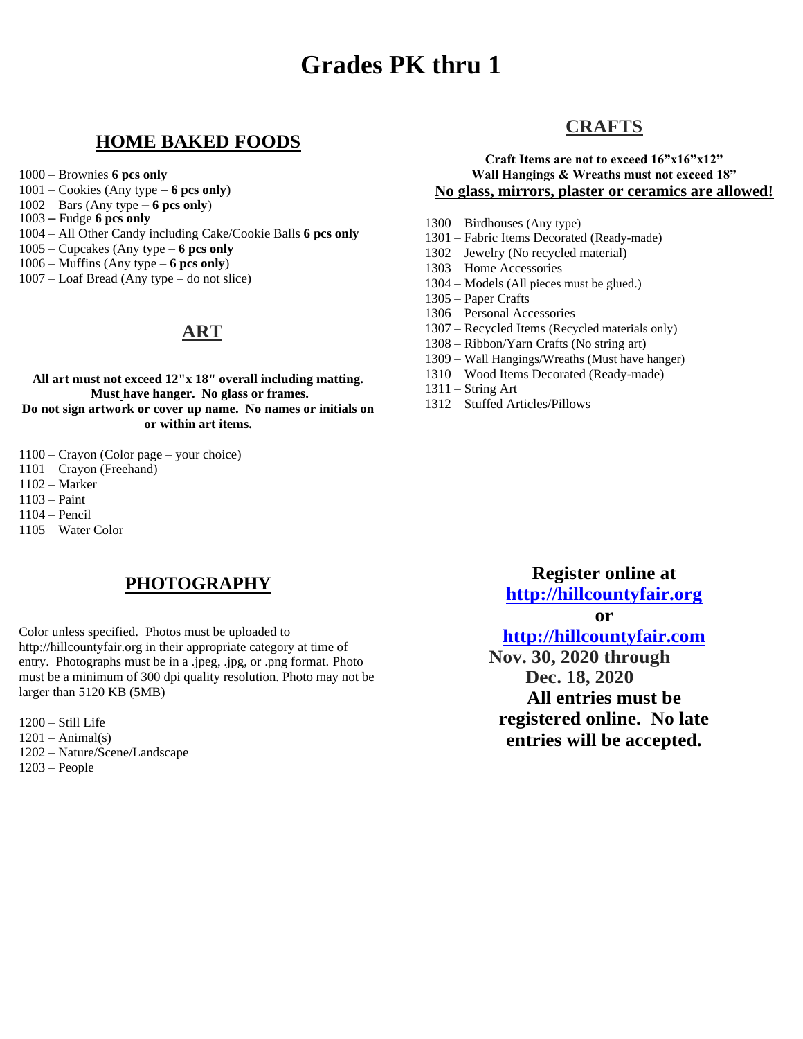# Grades PK thru 1

## HOME BAKED FOODS

1000 – Brownies **6 pcs only**
1001 – Cookies (Any type **– 6 pcs only**)
1002 – Bars (Any type **– 6 pcs only**)
1003 **–** Fudge **6 pcs only**
1004 – All Other Candy including Cake/Cookie Balls **6 pcs only**
1005 – Cupcakes (Any type – **6 pcs only**
1006 – Muffins (Any type – **6 pcs only**)
1007 – Loaf Bread (Any type – do not slice)

## ART

**All art must not exceed 12"x 18" overall including matting. Must have hanger. No glass or frames. Do not sign artwork or cover up name. No names or initials on or within art items.**

1100 – Crayon (Color page – your choice)
1101 – Crayon (Freehand)
1102 – Marker
1103 – Paint
1104 – Pencil
1105 – Water Color

## PHOTOGRAPHY

Color unless specified. Photos must be uploaded to http://hillcountyfair.org in their appropriate category at time of entry. Photographs must be in a .jpeg, .jpg, or .png format. Photo must be a minimum of 300 dpi quality resolution. Photo may not be larger than 5120 KB (5MB)

1200 – Still Life
1201 – Animal(s)
1202 – Nature/Scene/Landscape
1203 – People

## CRAFTS

**Craft Items are not to exceed 16"x16"x12"**
**Wall Hangings & Wreaths must not exceed 18"**
**No glass, mirrors, plaster or ceramics are allowed!**

1300 – Birdhouses (Any type)
1301 – Fabric Items Decorated (Ready-made)
1302 – Jewelry (No recycled material)
1303 – Home Accessories
1304 – Models (All pieces must be glued.)
1305 – Paper Crafts
1306 – Personal Accessories
1307 – Recycled Items (Recycled materials only)
1308 – Ribbon/Yarn Crafts (No string art)
1309 – Wall Hangings/Wreaths (Must have hanger)
1310 – Wood Items Decorated (Ready-made)
1311 – String Art
1312 – Stuffed Articles/Pillows

**Register online at**
**http://hillcountyfair.org**
**or**
**http://hillcountyfair.com**
**Nov. 30, 2020 through Dec. 18, 2020**
**All entries must be registered online. No late entries will be accepted.**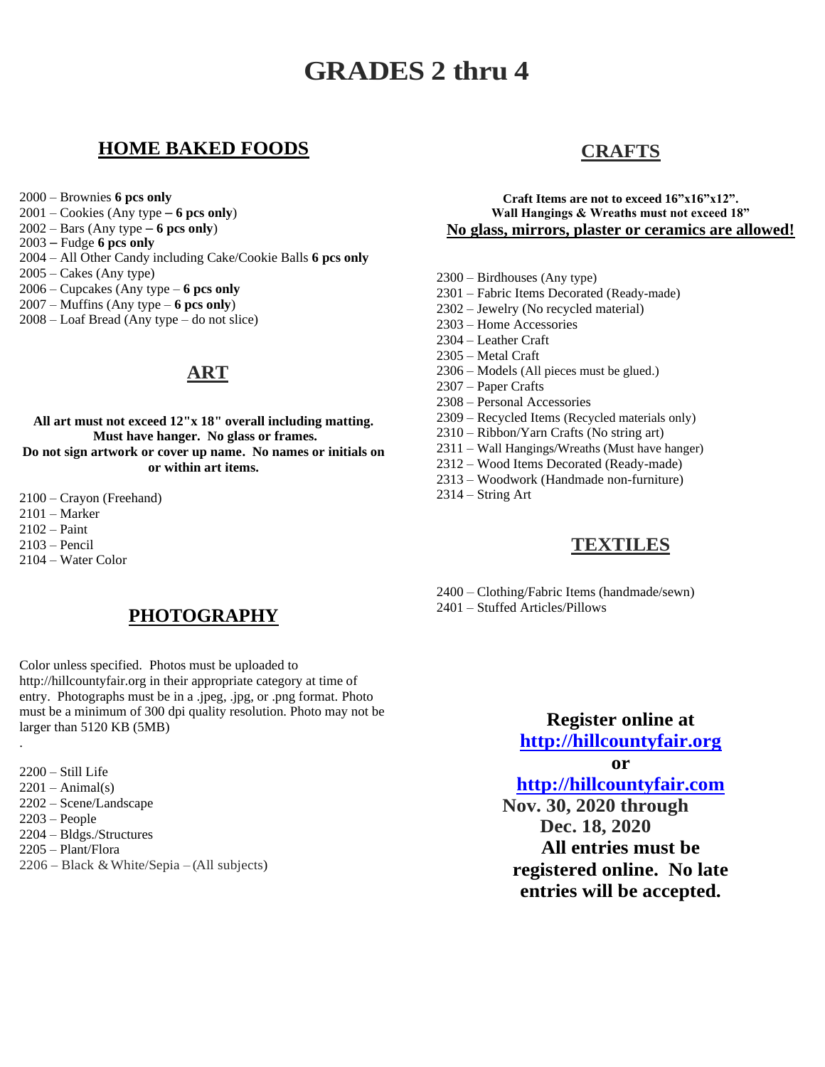# GRADES 2 thru 4

## HOME BAKED FOODS

2000 – Brownies **6 pcs only**
2001 – Cookies (Any type **– 6 pcs only**)
2002 – Bars (Any type **– 6 pcs only**)
2003 **–** Fudge **6 pcs only**
2004 – All Other Candy including Cake/Cookie Balls **6 pcs only**
2005 – Cakes (Any type)
2006 – Cupcakes (Any type – **6 pcs only**
2007 – Muffins (Any type – **6 pcs only**)
2008 – Loaf Bread (Any type – do not slice)

## ART

**All art must not exceed 12"x 18" overall including matting. Must have hanger. No glass or frames. Do not sign artwork or cover up name. No names or initials on or within art items.**

2100 – Crayon (Freehand)
2101 – Marker
2102 – Paint
2103 – Pencil
2104 – Water Color

## PHOTOGRAPHY

Color unless specified. Photos must be uploaded to http://hillcountyfair.org in their appropriate category at time of entry. Photographs must be in a .jpeg, .jpg, or .png format. Photo must be a minimum of 300 dpi quality resolution. Photo may not be larger than 5120 KB (5MB)

.

2200 – Still Life
2201 – Animal(s)
2202 – Scene/Landscape
2203 – People
2204 – Bldgs./Structures
2205 – Plant/Flora
2206 – Black & White/Sepia – (All subjects)

## CRAFTS

**Craft Items are not to exceed 16"x16"x12". Wall Hangings & Wreaths must not exceed 18"**
**No glass, mirrors, plaster or ceramics are allowed!**

2300 – Birdhouses (Any type)
2301 – Fabric Items Decorated (Ready-made)
2302 – Jewelry (No recycled material)
2303 – Home Accessories
2304 – Leather Craft
2305 – Metal Craft
2306 – Models (All pieces must be glued.)
2307 – Paper Crafts
2308 – Personal Accessories
2309 – Recycled Items (Recycled materials only)
2310 – Ribbon/Yarn Crafts (No string art)
2311 – Wall Hangings/Wreaths (Must have hanger)
2312 – Wood Items Decorated (Ready-made)
2313 – Woodwork (Handmade non-furniture)
2314 – String Art

## TEXTILES

2400 – Clothing/Fabric Items (handmade/sewn)
2401 – Stuffed Articles/Pillows

**Register online at**
**http://hillcountyfair.org**
**or**
**http://hillcountyfair.com**
**Nov. 30, 2020 through Dec. 18, 2020**
**All entries must be registered online. No late entries will be accepted.**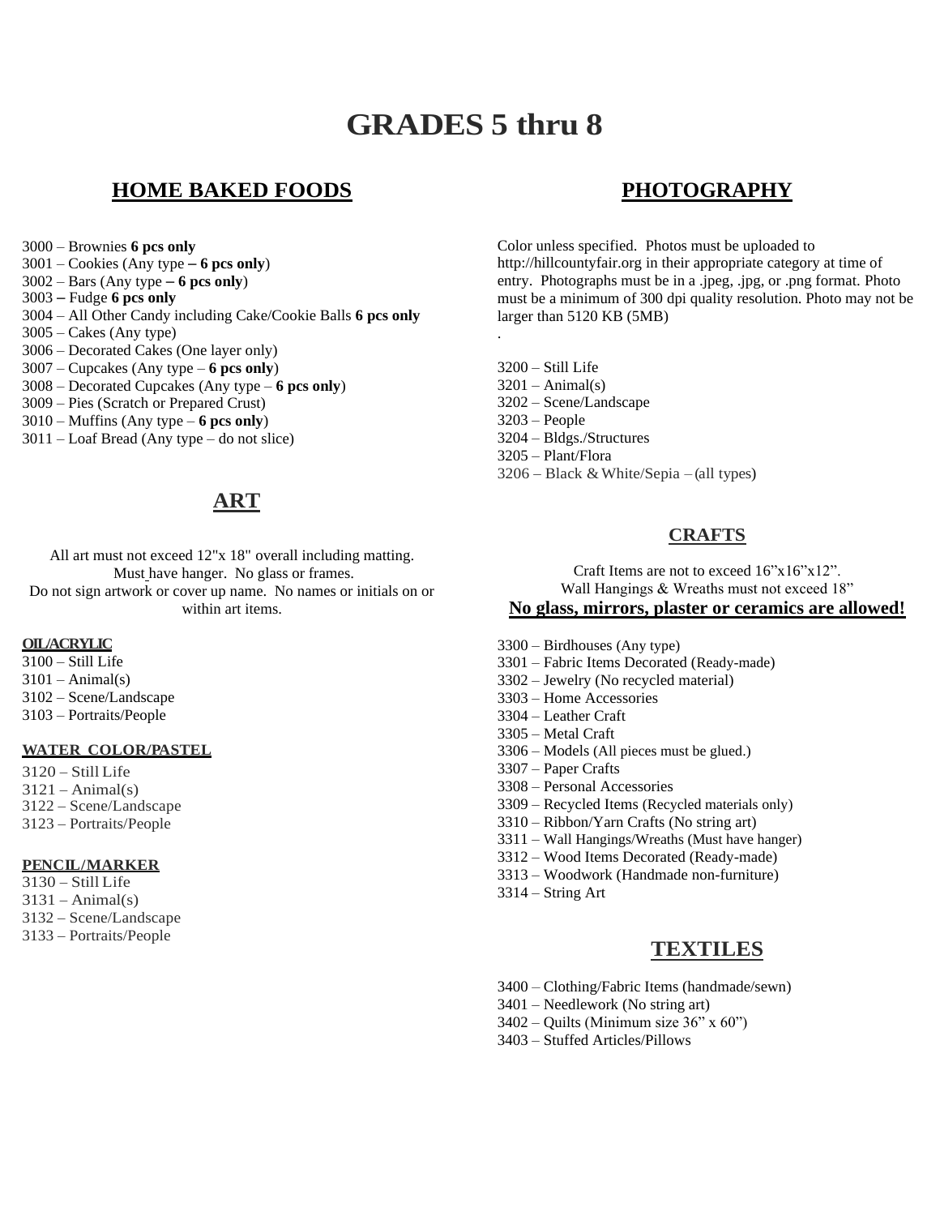// Document title: GRADES 5 thru 8
# GRADES 5 thru 8

## HOME BAKED FOODS

3000 – Brownies **6 pcs only**
3001 – Cookies (Any type – **6 pcs only**)
3002 – Bars (Any type – **6 pcs only**)
3003 – Fudge **6 pcs only**
3004 – All Other Candy including Cake/Cookie Balls **6 pcs only**
3005 – Cakes (Any type)
3006 – Decorated Cakes (One layer only)
3007 – Cupcakes (Any type – **6 pcs only**)
3008 – Decorated Cupcakes (Any type – **6 pcs only**)
3009 – Pies (Scratch or Prepared Crust)
3010 – Muffins (Any type – **6 pcs only**)
3011 – Loaf Bread (Any type – do not slice)

## ART

All art must not exceed 12"x 18" overall including matting.
Must have hanger. No glass or frames.
Do not sign artwork or cover up name. No names or initials on or within art items.

### OIL/ACRYLIC

3100 – Still Life
3101 – Animal(s)
3102 – Scene/Landscape
3103 – Portraits/People

### WATER COLOR/PASTEL

3120 – Still Life
3121 – Animal(s)
3122 – Scene/Landscape
3123 – Portraits/People

### PENCIL/MARKER

3130 – Still Life
3131 – Animal(s)
3132 – Scene/Landscape
3133 – Portraits/People

## PHOTOGRAPHY

Color unless specified. Photos must be uploaded to http://hillcountyfair.org in their appropriate category at time of entry. Photographs must be in a .jpeg, .jpg, or .png format. Photo must be a minimum of 300 dpi quality resolution. Photo may not be larger than 5120 KB (5MB)

.

3200 – Still Life
3201 – Animal(s)
3202 – Scene/Landscape
3203 – People
3204 – Bldgs./Structures
3205 – Plant/Flora
3206 – Black & White/Sepia – (all types)

## CRAFTS

Craft Items are not to exceed 16"x16"x12".
Wall Hangings & Wreaths must not exceed 18"
**No glass, mirrors, plaster or ceramics are allowed!**

3300 – Birdhouses (Any type)
3301 – Fabric Items Decorated (Ready-made)
3302 – Jewelry (No recycled material)
3303 – Home Accessories
3304 – Leather Craft
3305 – Metal Craft
3306 – Models (All pieces must be glued.)
3307 – Paper Crafts
3308 – Personal Accessories
3309 – Recycled Items (Recycled materials only)
3310 – Ribbon/Yarn Crafts (No string art)
3311 – Wall Hangings/Wreaths (Must have hanger)
3312 – Wood Items Decorated (Ready-made)
3313 – Woodwork (Handmade non-furniture)
3314 – String Art

## TEXTILES

3400 – Clothing/Fabric Items (handmade/sewn)
3401 – Needlework (No string art)
3402 – Quilts (Minimum size 36" x 60")
3403 – Stuffed Articles/Pillows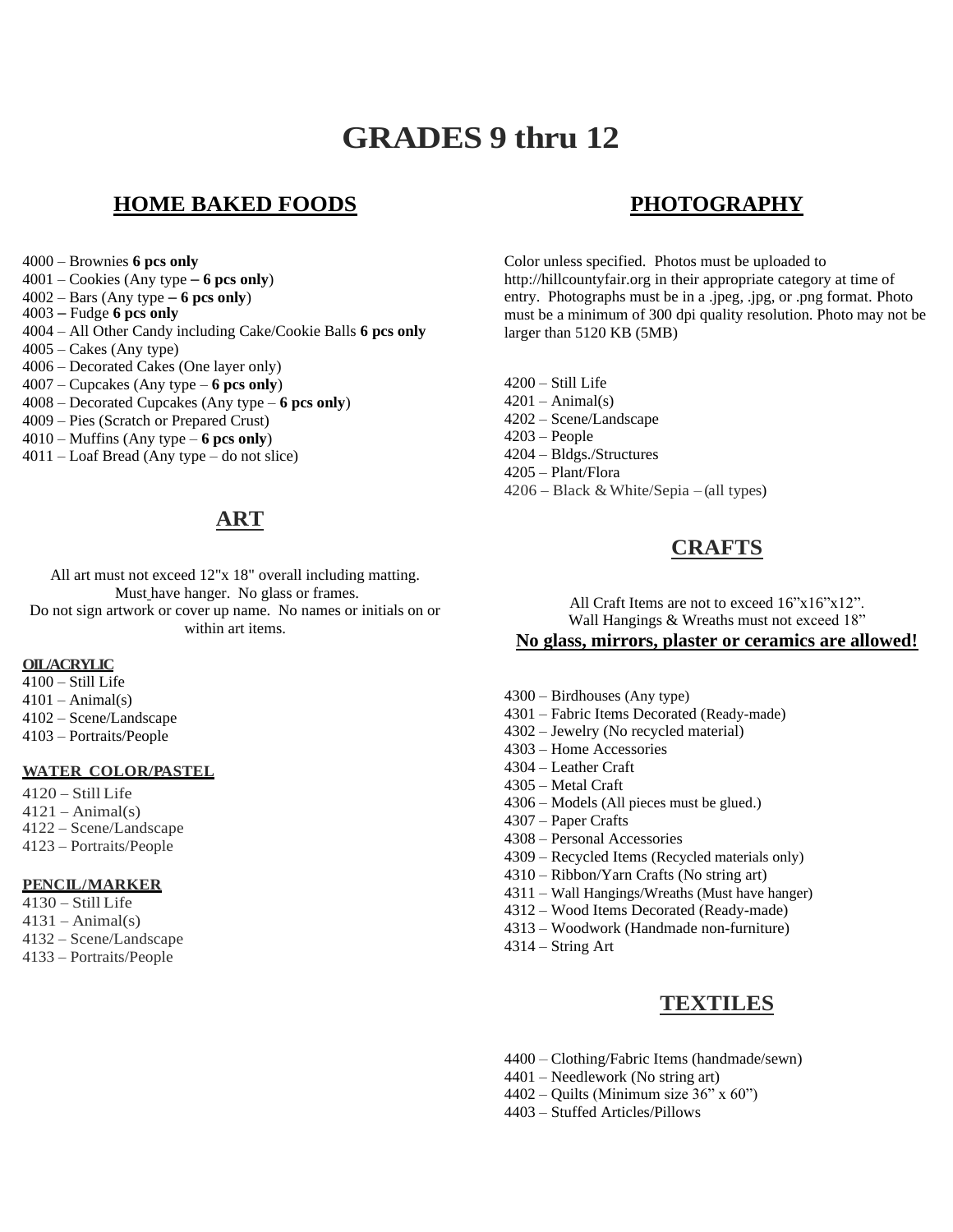# GRADES 9 thru 12

## HOME BAKED FOODS

4000 – Brownies **6 pcs only**
4001 – Cookies (Any type **– 6 pcs only**)
4002 – Bars (Any type **– 6 pcs only**)
4003 **–** Fudge **6 pcs only**
4004 – All Other Candy including Cake/Cookie Balls **6 pcs only**
4005 – Cakes (Any type)
4006 – Decorated Cakes (One layer only)
4007 – Cupcakes (Any type – **6 pcs only**)
4008 – Decorated Cupcakes (Any type – **6 pcs only**)
4009 – Pies (Scratch or Prepared Crust)
4010 – Muffins (Any type – **6 pcs only**)
4011 – Loaf Bread (Any type – do not slice)

## ART

All art must not exceed 12"x 18" overall including matting.
Must have hanger. No glass or frames.
Do not sign artwork or cover up name. No names or initials on or within art items.

**OIL/ACRYLIC**
4100 – Still Life
4101 – Animal(s)
4102 – Scene/Landscape
4103 – Portraits/People

**WATER COLOR/PASTEL**
4120 – Still Life
4121 – Animal(s)
4122 – Scene/Landscape
4123 – Portraits/People

**PENCIL/MARKER**
4130 – Still Life
4131 – Animal(s)
4132 – Scene/Landscape
4133 – Portraits/People

## PHOTOGRAPHY

Color unless specified. Photos must be uploaded to http://hillcountyfair.org in their appropriate category at time of entry. Photographs must be in a .jpeg, .jpg, or .png format. Photo must be a minimum of 300 dpi quality resolution. Photo may not be larger than 5120 KB (5MB)

4200 – Still Life
4201 – Animal(s)
4202 – Scene/Landscape
4203 – People
4204 – Bldgs./Structures
4205 – Plant/Flora
4206 – Black & White/Sepia – (all types)

## CRAFTS

All Craft Items are not to exceed 16"x16"x12".
Wall Hangings & Wreaths must not exceed 18"
**No glass, mirrors, plaster or ceramics are allowed!**

4300 – Birdhouses (Any type)
4301 – Fabric Items Decorated (Ready-made)
4302 – Jewelry (No recycled material)
4303 – Home Accessories
4304 – Leather Craft
4305 – Metal Craft
4306 – Models (All pieces must be glued.)
4307 – Paper Crafts
4308 – Personal Accessories
4309 – Recycled Items (Recycled materials only)
4310 – Ribbon/Yarn Crafts (No string art)
4311 – Wall Hangings/Wreaths (Must have hanger)
4312 – Wood Items Decorated (Ready-made)
4313 – Woodwork (Handmade non-furniture)
4314 – String Art

## TEXTILES

4400 – Clothing/Fabric Items (handmade/sewn)
4401 – Needlework (No string art)
4402 – Quilts (Minimum size 36" x 60")
4403 – Stuffed Articles/Pillows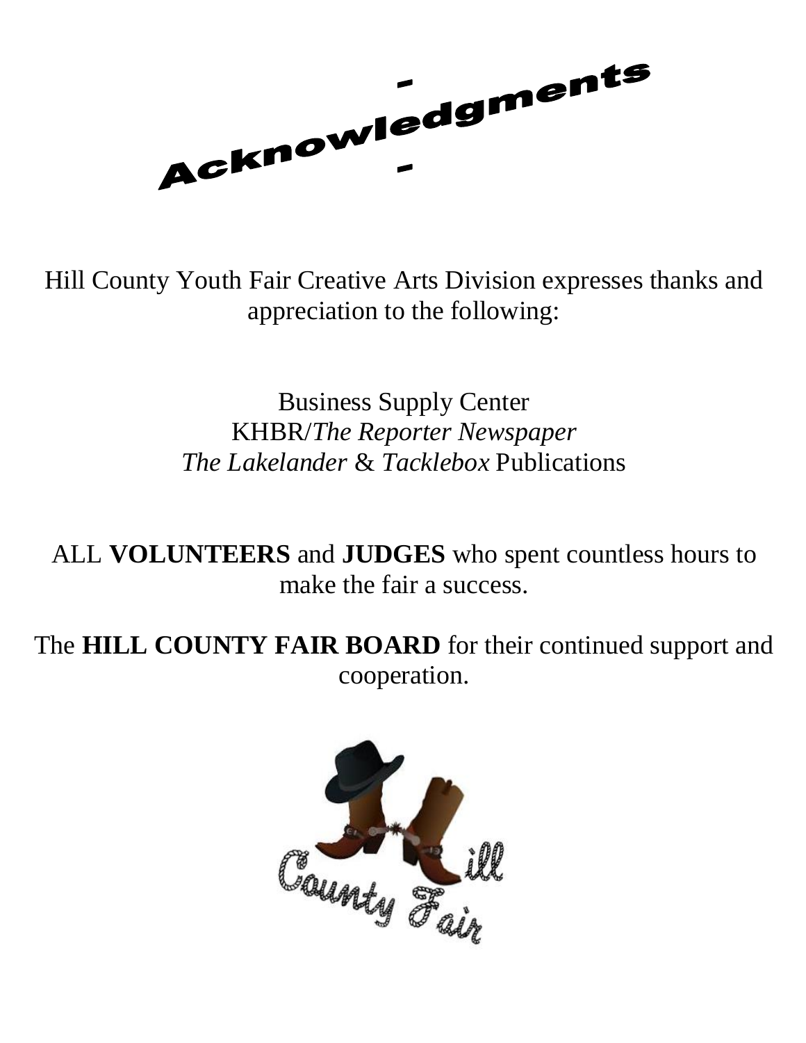# Acknowledgments

Hill County Youth Fair Creative Arts Division expresses thanks and appreciation to the following:

Business Supply Center
KHBR/*The Reporter Newspaper*
*The Lakelander* & *Tacklebox* Publications

ALL **VOLUNTEERS** and **JUDGES** who spent countless hours to make the fair a success.

The **HILL COUNTY FAIR BOARD** for their continued support and cooperation.